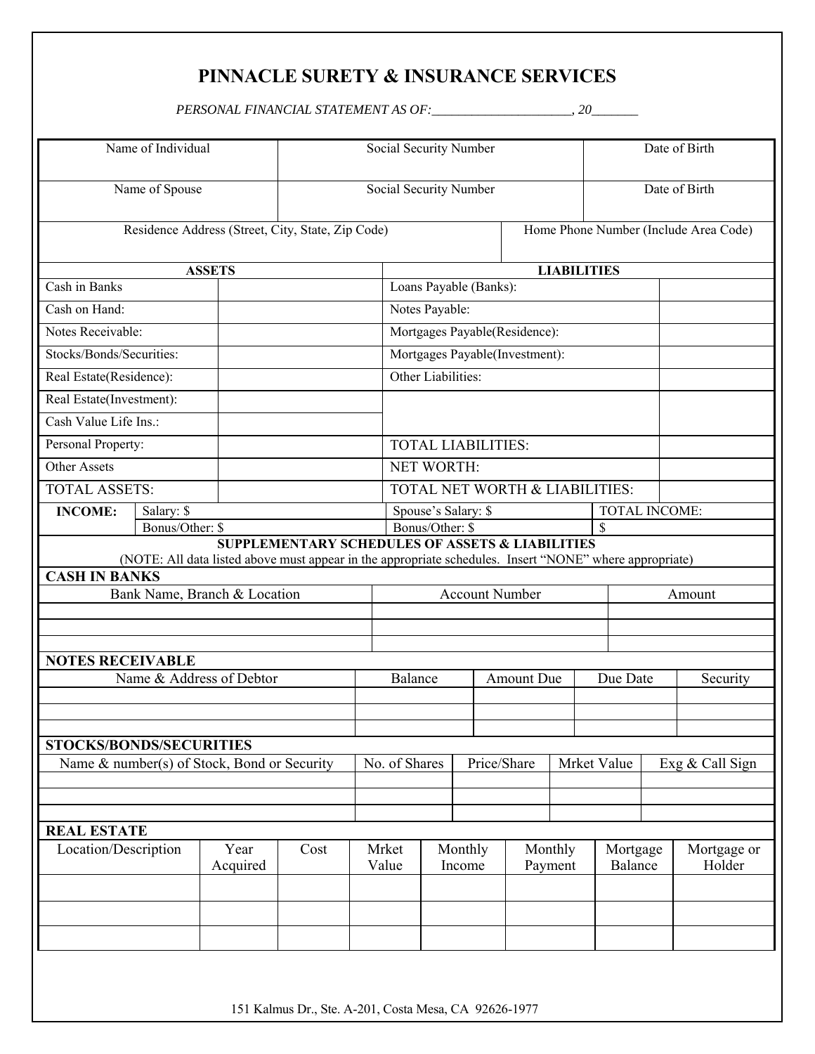# PINNACLE SURETY & INSURANCE SERVICES

*PERSONAL FINANCIAL STATEMENT AS OF:_____________________, 20_______*

| Name of Individual | Social Security Number | Date of Birth |
|---|---|---|
| | | |

| Name of Spouse | Social Security Number | Date of Birth |
|---|---|---|
| | | |

| Residence Address (Street, City, State, Zip Code) | Home Phone Number (Include Area Code) |
|---|---|
| | |

| ASSETS | | LIABILITIES | |
|---|---|---|---|
| Cash in Banks | | Loans Payable (Banks): | |
| Cash on Hand: | | Notes Payable: | |
| Notes Receivable: | | Mortgages Payable(Residence): | |
| Stocks/Bonds/Securities: | | Mortgages Payable(Investment): | |
| Real Estate(Residence): | | Other Liabilities: | |
| Real Estate(Investment): | | | |
| Cash Value Life Ins.: | | | |
| Personal Property: | | TOTAL LIABILITIES: | |
| Other Assets | | NET WORTH: | |
| TOTAL ASSETS: | | TOTAL NET WORTH & LIABILITIES: | |

| INCOME: | Salary: $ | Spouse's Salary: $ | TOTAL INCOME: |
|---|---|---|---|
| | Bonus/Other: $ | Bonus/Other: $ | $ |

## SUPPLEMENTARY SCHEDULES OF ASSETS & LIABILITIES

(NOTE: All data listed above must appear in the appropriate schedules. Insert "NONE" where appropriate)

### CASH IN BANKS

| Bank Name, Branch & Location | Account Number | Amount |
|---|---|---|
| | | |
| | | |
| | | |

### NOTES RECEIVABLE

| Name & Address of Debtor | Balance | Amount Due | Due Date | Security |
|---|---|---|---|---|
| | | | | |
| | | | | |
| | | | | |

### STOCKS/BONDS/SECURITIES

| Name & number(s) of Stock, Bond or Security | No. of Shares | Price/Share | Mrket Value | Exg & Call Sign |
|---|---|---|---|---|
| | | | | |
| | | | | |
| | | | | |

### REAL ESTATE

| Location/Description | Year Acquired | Cost | Mrket Value | Monthly Income | Monthly Payment | Mortgage Balance | Mortgage or Holder |
|---|---|---|---|---|---|---|---|
| | | | | | | | |
| | | | | | | | |
| | | | | | | | |

151 Kalmus Dr., Ste. A-201, Costa Mesa, CA 92626-1977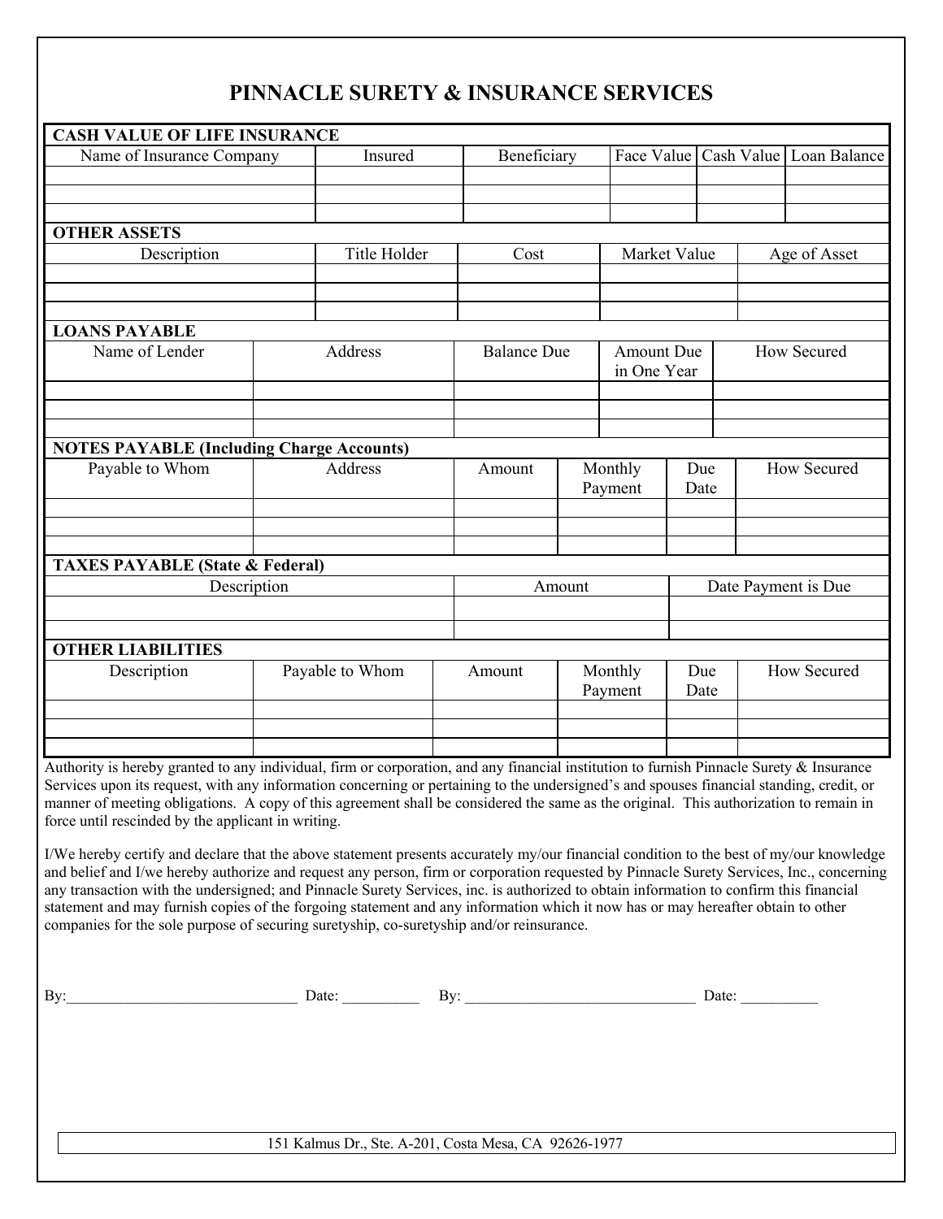# PINNACLE SURETY & INSURANCE SERVICES

**CASH VALUE OF LIFE INSURANCE**

| Name of Insurance Company | Insured | Beneficiary | Face Value | Cash Value | Loan Balance |
|---|---|---|---|---|---|
| | | | | | |
| | | | | | |
| | | | | | |

**OTHER ASSETS**

| Description | Title Holder | Cost | Market Value | Age of Asset |
|---|---|---|---|---|
| | | | | |
| | | | | |
| | | | | |

**LOANS PAYABLE**

| Name of Lender | Address | Balance Due | Amount Due in One Year | How Secured |
|---|---|---|---|---|
| | | | | |
| | | | | |
| | | | | |

**NOTES PAYABLE (Including Charge Accounts)**

| Payable to Whom | Address | Amount | Monthly Payment | Due Date | How Secured |
|---|---|---|---|---|---|
| | | | | | |
| | | | | | |
| | | | | | |

**TAXES PAYABLE (State & Federal)**

| Description | Amount | Date Payment is Due |
|---|---|---|
| | | |
| | | |

**OTHER LIABILITIES**

| Description | Payable to Whom | Amount | Monthly Payment | Due Date | How Secured |
|---|---|---|---|---|---|
| | | | | | |
| | | | | | |
| | | | | | |

Authority is hereby granted to any individual, firm or corporation, and any financial institution to furnish Pinnacle Surety & Insurance Services upon its request, with any information concerning or pertaining to the undersigned's and spouses financial standing, credit, or manner of meeting obligations. A copy of this agreement shall be considered the same as the original. This authorization to remain in force until rescinded by the applicant in writing.

I/We hereby certify and declare that the above statement presents accurately my/our financial condition to the best of my/our knowledge and belief and I/we hereby authorize and request any person, firm or corporation requested by Pinnacle Surety Services, Inc., concerning any transaction with the undersigned; and Pinnacle Surety Services, inc. is authorized to obtain information to confirm this financial statement and may furnish copies of the forgoing statement and any information which it now has or may hereafter obtain to other companies for the sole purpose of securing suretyship, co-suretyship and/or reinsurance.

By:______________________________ Date: __________ By: ______________________________ Date: __________

151 Kalmus Dr., Ste. A-201, Costa Mesa, CA 92626-1977